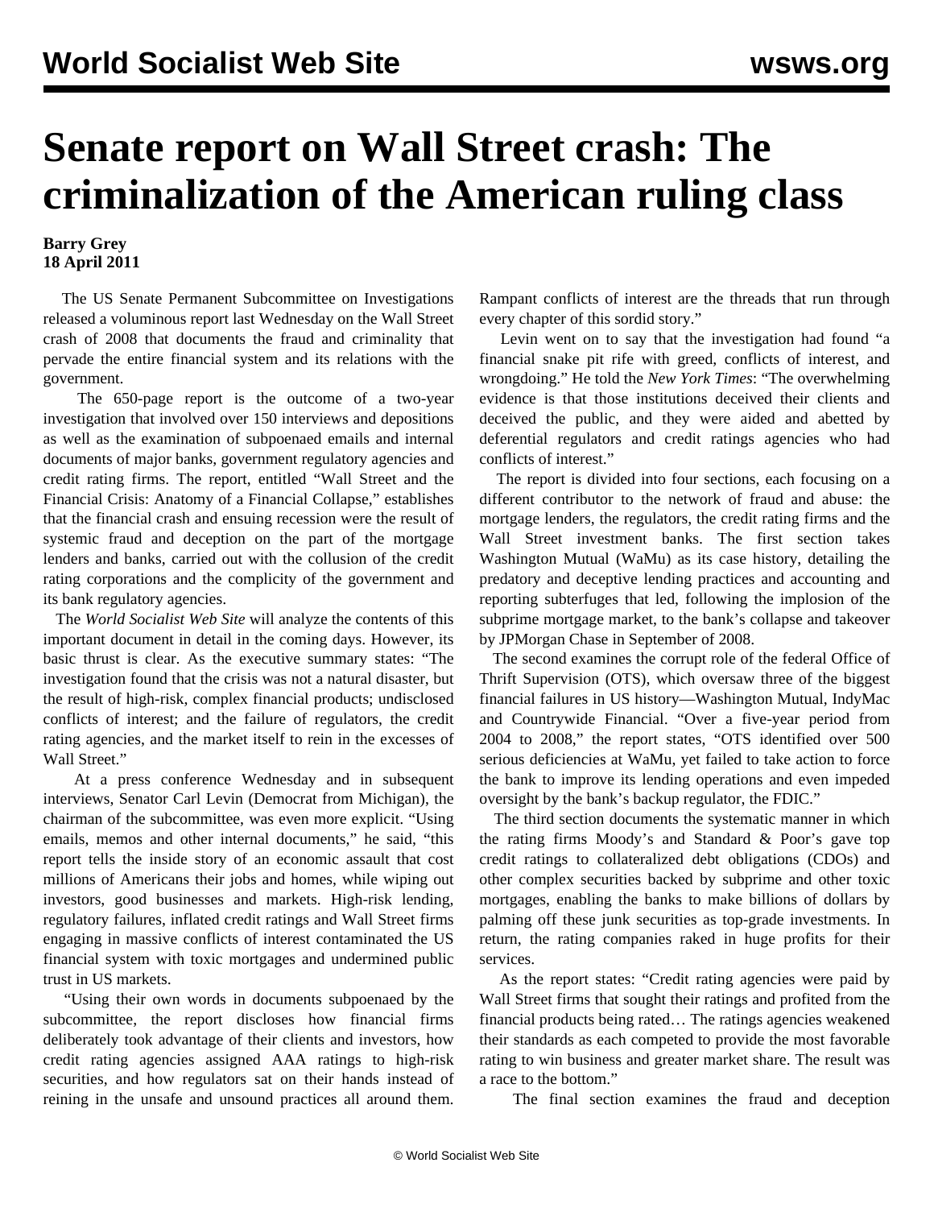# Senate report on Wall Street crash: The criminalization of the American ruling class

**Barry Grey**
**18 April 2011**

The US Senate Permanent Subcommittee on Investigations released a voluminous report last Wednesday on the Wall Street crash of 2008 that documents the fraud and criminality that pervade the entire financial system and its relations with the government.

The 650-page report is the outcome of a two-year investigation that involved over 150 interviews and depositions as well as the examination of subpoenaed emails and internal documents of major banks, government regulatory agencies and credit rating firms. The report, entitled "Wall Street and the Financial Crisis: Anatomy of a Financial Collapse," establishes that the financial crash and ensuing recession were the result of systemic fraud and deception on the part of the mortgage lenders and banks, carried out with the collusion of the credit rating corporations and the complicity of the government and its bank regulatory agencies.

The *World Socialist Web Site* will analyze the contents of this important document in detail in the coming days. However, its basic thrust is clear. As the executive summary states: "The investigation found that the crisis was not a natural disaster, but the result of high-risk, complex financial products; undisclosed conflicts of interest; and the failure of regulators, the credit rating agencies, and the market itself to rein in the excesses of Wall Street."

At a press conference Wednesday and in subsequent interviews, Senator Carl Levin (Democrat from Michigan), the chairman of the subcommittee, was even more explicit. "Using emails, memos and other internal documents," he said, "this report tells the inside story of an economic assault that cost millions of Americans their jobs and homes, while wiping out investors, good businesses and markets. High-risk lending, regulatory failures, inflated credit ratings and Wall Street firms engaging in massive conflicts of interest contaminated the US financial system with toxic mortgages and undermined public trust in US markets.

"Using their own words in documents subpoenaed by the subcommittee, the report discloses how financial firms deliberately took advantage of their clients and investors, how credit rating agencies assigned AAA ratings to high-risk securities, and how regulators sat on their hands instead of reining in the unsafe and unsound practices all around them. Rampant conflicts of interest are the threads that run through every chapter of this sordid story."

Levin went on to say that the investigation had found "a financial snake pit rife with greed, conflicts of interest, and wrongdoing." He told the *New York Times*: "The overwhelming evidence is that those institutions deceived their clients and deceived the public, and they were aided and abetted by deferential regulators and credit ratings agencies who had conflicts of interest."

The report is divided into four sections, each focusing on a different contributor to the network of fraud and abuse: the mortgage lenders, the regulators, the credit rating firms and the Wall Street investment banks. The first section takes Washington Mutual (WaMu) as its case history, detailing the predatory and deceptive lending practices and accounting and reporting subterfuges that led, following the implosion of the subprime mortgage market, to the bank's collapse and takeover by JPMorgan Chase in September of 2008.

The second examines the corrupt role of the federal Office of Thrift Supervision (OTS), which oversaw three of the biggest financial failures in US history—Washington Mutual, IndyMac and Countrywide Financial. "Over a five-year period from 2004 to 2008," the report states, "OTS identified over 500 serious deficiencies at WaMu, yet failed to take action to force the bank to improve its lending operations and even impeded oversight by the bank's backup regulator, the FDIC."

The third section documents the systematic manner in which the rating firms Moody's and Standard & Poor's gave top credit ratings to collateralized debt obligations (CDOs) and other complex securities backed by subprime and other toxic mortgages, enabling the banks to make billions of dollars by palming off these junk securities as top-grade investments. In return, the rating companies raked in huge profits for their services.

As the report states: "Credit rating agencies were paid by Wall Street firms that sought their ratings and profited from the financial products being rated… The ratings agencies weakened their standards as each competed to provide the most favorable rating to win business and greater market share. The result was a race to the bottom."

The final section examines the fraud and deception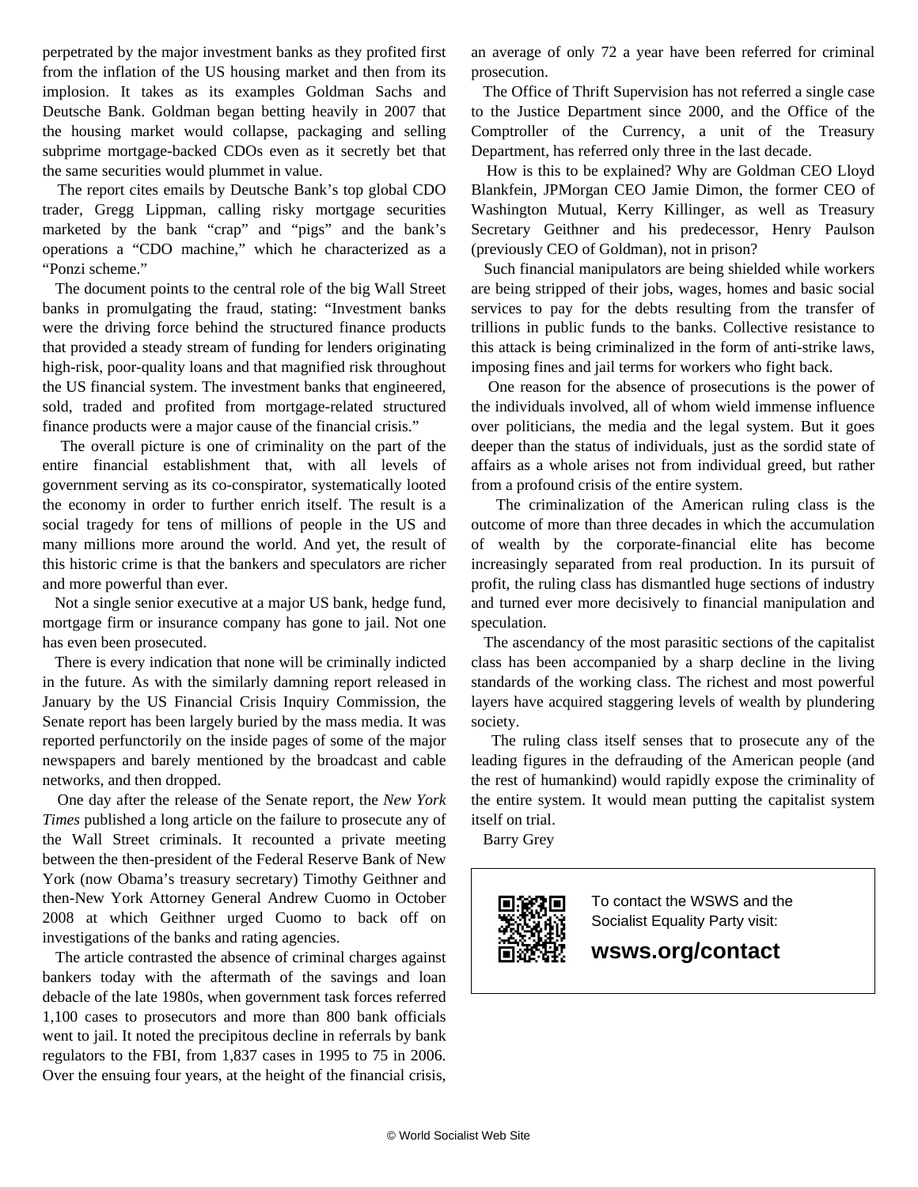perpetrated by the major investment banks as they profited first from the inflation of the US housing market and then from its implosion. It takes as its examples Goldman Sachs and Deutsche Bank. Goldman began betting heavily in 2007 that the housing market would collapse, packaging and selling subprime mortgage-backed CDOs even as it secretly bet that the same securities would plummet in value.

The report cites emails by Deutsche Bank's top global CDO trader, Gregg Lippman, calling risky mortgage securities marketed by the bank "crap" and "pigs" and the bank's operations a "CDO machine," which he characterized as a "Ponzi scheme."

The document points to the central role of the big Wall Street banks in promulgating the fraud, stating: "Investment banks were the driving force behind the structured finance products that provided a steady stream of funding for lenders originating high-risk, poor-quality loans and that magnified risk throughout the US financial system. The investment banks that engineered, sold, traded and profited from mortgage-related structured finance products were a major cause of the financial crisis."

The overall picture is one of criminality on the part of the entire financial establishment that, with all levels of government serving as its co-conspirator, systematically looted the economy in order to further enrich itself. The result is a social tragedy for tens of millions of people in the US and many millions more around the world. And yet, the result of this historic crime is that the bankers and speculators are richer and more powerful than ever.

Not a single senior executive at a major US bank, hedge fund, mortgage firm or insurance company has gone to jail. Not one has even been prosecuted.

There is every indication that none will be criminally indicted in the future. As with the similarly damning report released in January by the US Financial Crisis Inquiry Commission, the Senate report has been largely buried by the mass media. It was reported perfunctorily on the inside pages of some of the major newspapers and barely mentioned by the broadcast and cable networks, and then dropped.

One day after the release of the Senate report, the *New York Times* published a long article on the failure to prosecute any of the Wall Street criminals. It recounted a private meeting between the then-president of the Federal Reserve Bank of New York (now Obama's treasury secretary) Timothy Geithner and then-New York Attorney General Andrew Cuomo in October 2008 at which Geithner urged Cuomo to back off on investigations of the banks and rating agencies.

The article contrasted the absence of criminal charges against bankers today with the aftermath of the savings and loan debacle of the late 1980s, when government task forces referred 1,100 cases to prosecutors and more than 800 bank officials went to jail. It noted the precipitous decline in referrals by bank regulators to the FBI, from 1,837 cases in 1995 to 75 in 2006. Over the ensuing four years, at the height of the financial crisis, an average of only 72 a year have been referred for criminal prosecution.

The Office of Thrift Supervision has not referred a single case to the Justice Department since 2000, and the Office of the Comptroller of the Currency, a unit of the Treasury Department, has referred only three in the last decade.

How is this to be explained? Why are Goldman CEO Lloyd Blankfein, JPMorgan CEO Jamie Dimon, the former CEO of Washington Mutual, Kerry Killinger, as well as Treasury Secretary Geithner and his predecessor, Henry Paulson (previously CEO of Goldman), not in prison?

Such financial manipulators are being shielded while workers are being stripped of their jobs, wages, homes and basic social services to pay for the debts resulting from the transfer of trillions in public funds to the banks. Collective resistance to this attack is being criminalized in the form of anti-strike laws, imposing fines and jail terms for workers who fight back.

One reason for the absence of prosecutions is the power of the individuals involved, all of whom wield immense influence over politicians, the media and the legal system. But it goes deeper than the status of individuals, just as the sordid state of affairs as a whole arises not from individual greed, but rather from a profound crisis of the entire system.

The criminalization of the American ruling class is the outcome of more than three decades in which the accumulation of wealth by the corporate-financial elite has become increasingly separated from real production. In its pursuit of profit, the ruling class has dismantled huge sections of industry and turned ever more decisively to financial manipulation and speculation.

The ascendancy of the most parasitic sections of the capitalist class has been accompanied by a sharp decline in the living standards of the working class. The richest and most powerful layers have acquired staggering levels of wealth by plundering society.

The ruling class itself senses that to prosecute any of the leading figures in the defrauding of the American people (and the rest of humankind) would rapidly expose the criminality of the entire system. It would mean putting the capitalist system itself on trial.

Barry Grey

To contact the WSWS and the Socialist Equality Party visit:

**wsws.org/contact**